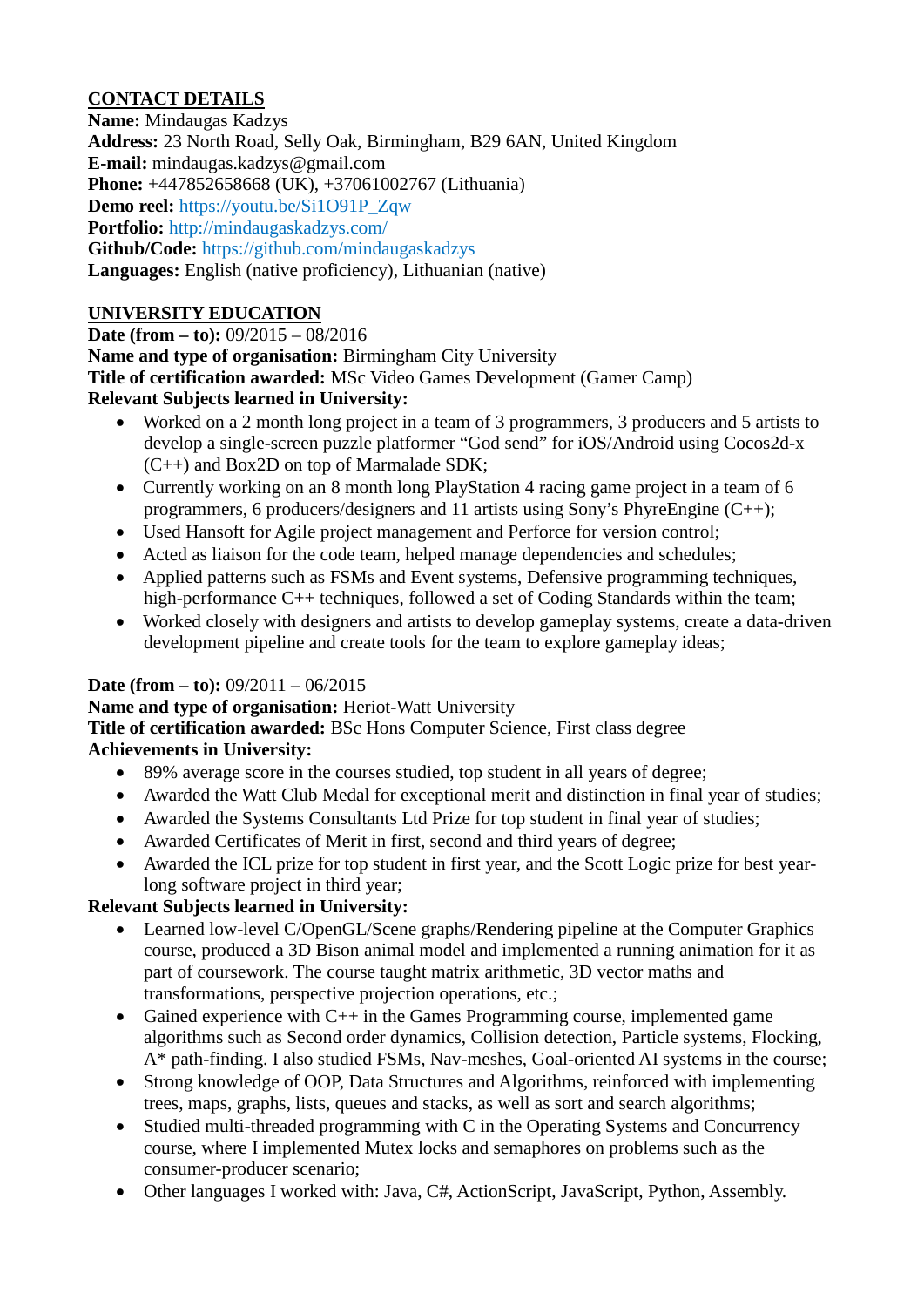## CONTACT DETAILS

**Name:** Mindaugas Kadzys
**Address:** 23 North Road, Selly Oak, Birmingham, B29 6AN, United Kingdom
**E-mail:** mindaugas.kadzys@gmail.com
**Phone:** +447852658668 (UK), +37061002767 (Lithuania)
**Demo reel:** https://youtu.be/Si1O91P_Zqw
**Portfolio:** http://mindaugaskadzys.com/
**Github/Code:** https://github.com/mindaugaskadzys
**Languages:** English (native proficiency), Lithuanian (native)

## UNIVERSITY EDUCATION

**Date (from – to):** 09/2015 – 08/2016
**Name and type of organisation:** Birmingham City University
**Title of certification awarded:** MSc Video Games Development (Gamer Camp)
**Relevant Subjects learned in University:**

- Worked on a 2 month long project in a team of 3 programmers, 3 producers and 5 artists to develop a single-screen puzzle platformer "God send" for iOS/Android using Cocos2d-x (C++) and Box2D on top of Marmalade SDK;
- Currently working on an 8 month long PlayStation 4 racing game project in a team of 6 programmers, 6 producers/designers and 11 artists using Sony's PhyreEngine (C++);
- Used Hansoft for Agile project management and Perforce for version control;
- Acted as liaison for the code team, helped manage dependencies and schedules;
- Applied patterns such as FSMs and Event systems, Defensive programming techniques, high-performance C++ techniques, followed a set of Coding Standards within the team;
- Worked closely with designers and artists to develop gameplay systems, create a data-driven development pipeline and create tools for the team to explore gameplay ideas;

**Date (from – to):** 09/2011 – 06/2015
**Name and type of organisation:** Heriot-Watt University
**Title of certification awarded:** BSc Hons Computer Science, First class degree
**Achievements in University:**

- 89% average score in the courses studied, top student in all years of degree;
- Awarded the Watt Club Medal for exceptional merit and distinction in final year of studies;
- Awarded the Systems Consultants Ltd Prize for top student in final year of studies;
- Awarded Certificates of Merit in first, second and third years of degree;
- Awarded the ICL prize for top student in first year, and the Scott Logic prize for best year-long software project in third year;

**Relevant Subjects learned in University:**

- Learned low-level C/OpenGL/Scene graphs/Rendering pipeline at the Computer Graphics course, produced a 3D Bison animal model and implemented a running animation for it as part of coursework. The course taught matrix arithmetic, 3D vector maths and transformations, perspective projection operations, etc.;
- Gained experience with C++ in the Games Programming course, implemented game algorithms such as Second order dynamics, Collision detection, Particle systems, Flocking, A* path-finding. I also studied FSMs, Nav-meshes, Goal-oriented AI systems in the course;
- Strong knowledge of OOP, Data Structures and Algorithms, reinforced with implementing trees, maps, graphs, lists, queues and stacks, as well as sort and search algorithms;
- Studied multi-threaded programming with C in the Operating Systems and Concurrency course, where I implemented Mutex locks and semaphores on problems such as the consumer-producer scenario;
- Other languages I worked with: Java, C#, ActionScript, JavaScript, Python, Assembly.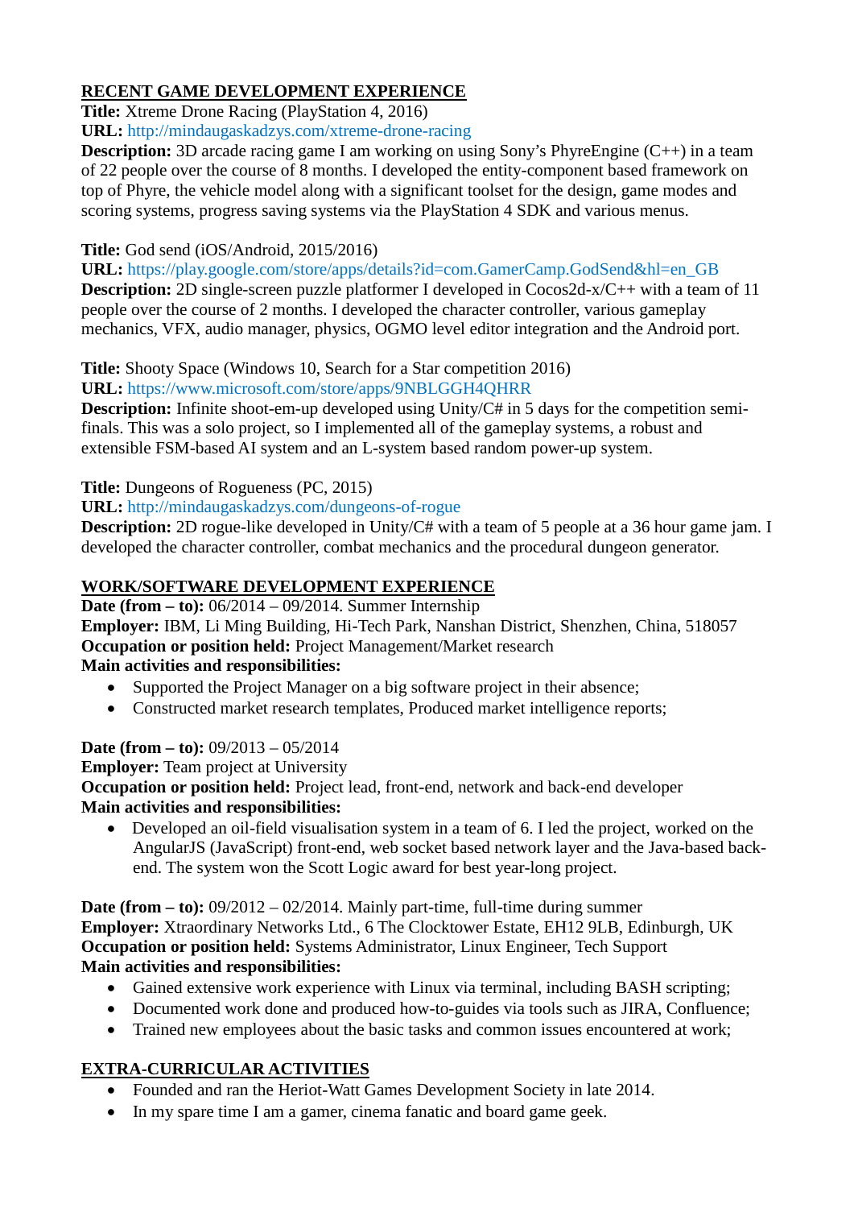## RECENT GAME DEVELOPMENT EXPERIENCE

**Title:** Xtreme Drone Racing (PlayStation 4, 2016)
**URL:** http://mindaugaskadzys.com/xtreme-drone-racing
**Description:** 3D arcade racing game I am working on using Sony's PhyreEngine (C++) in a team of 22 people over the course of 8 months. I developed the entity-component based framework on top of Phyre, the vehicle model along with a significant toolset for the design, game modes and scoring systems, progress saving systems via the PlayStation 4 SDK and various menus.

**Title:** God send (iOS/Android, 2015/2016)
**URL:** https://play.google.com/store/apps/details?id=com.GamerCamp.GodSend&hl=en_GB
**Description:** 2D single-screen puzzle platformer I developed in Cocos2d-x/C++ with a team of 11 people over the course of 2 months. I developed the character controller, various gameplay mechanics, VFX, audio manager, physics, OGMO level editor integration and the Android port.

**Title:** Shooty Space (Windows 10, Search for a Star competition 2016)
**URL:** https://www.microsoft.com/store/apps/9NBLGGH4QHRR
**Description:** Infinite shoot-em-up developed using Unity/C# in 5 days for the competition semi-finals. This was a solo project, so I implemented all of the gameplay systems, a robust and extensible FSM-based AI system and an L-system based random power-up system.

**Title:** Dungeons of Rogueness (PC, 2015)
**URL:** http://mindaugaskadzys.com/dungeons-of-rogue
**Description:** 2D rogue-like developed in Unity/C# with a team of 5 people at a 36 hour game jam. I developed the character controller, combat mechanics and the procedural dungeon generator.

## WORK/SOFTWARE DEVELOPMENT EXPERIENCE

**Date (from – to):** 06/2014 – 09/2014. Summer Internship
**Employer:** IBM, Li Ming Building, Hi-Tech Park, Nanshan District, Shenzhen, China, 518057
**Occupation or position held:** Project Management/Market research
**Main activities and responsibilities:**

- Supported the Project Manager on a big software project in their absence;
- Constructed market research templates, Produced market intelligence reports;

**Date (from – to):** 09/2013 – 05/2014
**Employer:** Team project at University
**Occupation or position held:** Project lead, front-end, network and back-end developer
**Main activities and responsibilities:**

- Developed an oil-field visualisation system in a team of 6. I led the project, worked on the AngularJS (JavaScript) front-end, web socket based network layer and the Java-based back-end. The system won the Scott Logic award for best year-long project.

**Date (from – to):** 09/2012 – 02/2014. Mainly part-time, full-time during summer
**Employer:** Xtraordinary Networks Ltd., 6 The Clocktower Estate, EH12 9LB, Edinburgh, UK
**Occupation or position held:** Systems Administrator, Linux Engineer, Tech Support
**Main activities and responsibilities:**

- Gained extensive work experience with Linux via terminal, including BASH scripting;
- Documented work done and produced how-to-guides via tools such as JIRA, Confluence;
- Trained new employees about the basic tasks and common issues encountered at work;

## EXTRA-CURRICULAR ACTIVITIES

- Founded and ran the Heriot-Watt Games Development Society in late 2014.
- In my spare time I am a gamer, cinema fanatic and board game geek.